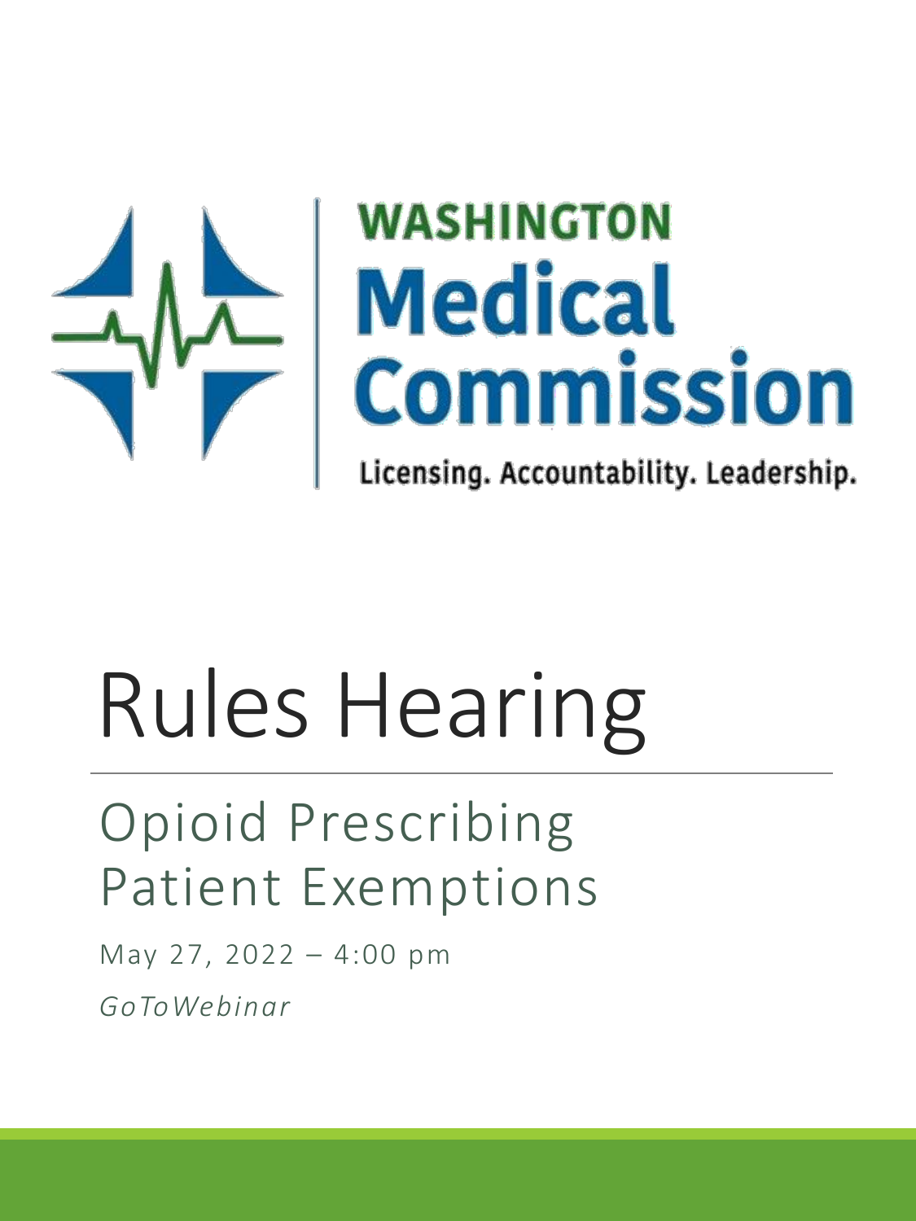WASHINGTON
Medical
Commission

Licensing. Accountability. Leadership.

# Rules Hearing

## Opioid Prescribing Patient Exemptions

May 27, 2022 – 4:00 pm

*GoToWebinar*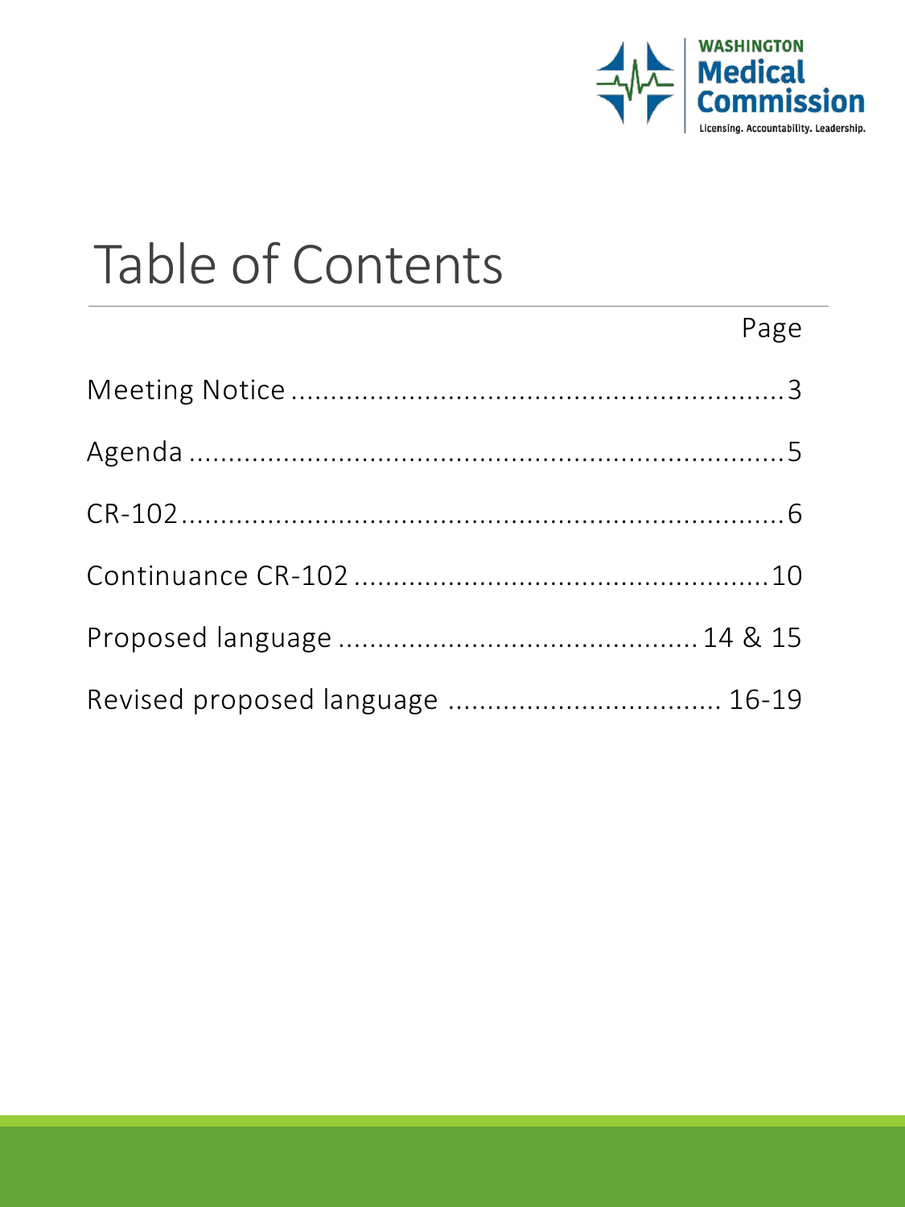# Table of Contents

| | Page |
|---|---|
| Meeting Notice | 3 |
| Agenda | 5 |
| CR-102 | 6 |
| Continuance CR-102 | 10 |
| Proposed language | 14 & 15 |
| Revised proposed language | 16-19 |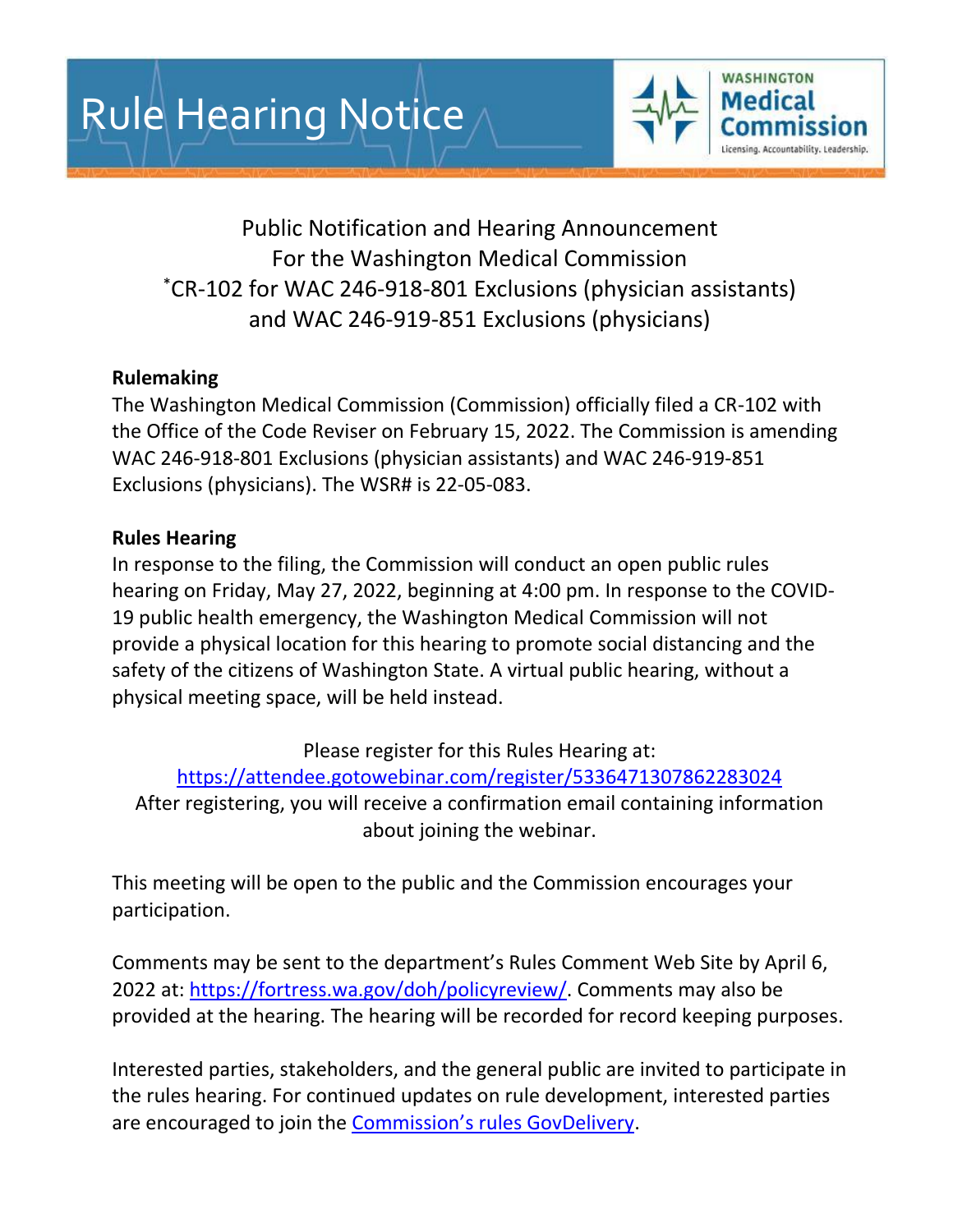# Rule Hearing Notice

WASHINGTON Medical Commission
Licensing. Accountability. Leadership.

Public Notification and Hearing Announcement
For the Washington Medical Commission
*CR-102 for WAC 246-918-801 Exclusions (physician assistants)
and WAC 246-919-851 Exclusions (physicians)

**Rulemaking**

The Washington Medical Commission (Commission) officially filed a CR-102 with the Office of the Code Reviser on February 15, 2022. The Commission is amending WAC 246-918-801 Exclusions (physician assistants) and WAC 246-919-851 Exclusions (physicians). The WSR# is 22-05-083.

**Rules Hearing**

In response to the filing, the Commission will conduct an open public rules hearing on Friday, May 27, 2022, beginning at 4:00 pm. In response to the COVID-19 public health emergency, the Washington Medical Commission will not provide a physical location for this hearing to promote social distancing and the safety of the citizens of Washington State. A virtual public hearing, without a physical meeting space, will be held instead.

Please register for this Rules Hearing at:
https://attendee.gotowebinar.com/register/5336471307862283024
After registering, you will receive a confirmation email containing information about joining the webinar.

This meeting will be open to the public and the Commission encourages your participation.

Comments may be sent to the department's Rules Comment Web Site by April 6, 2022 at: https://fortress.wa.gov/doh/policyreview/. Comments may also be provided at the hearing. The hearing will be recorded for record keeping purposes.

Interested parties, stakeholders, and the general public are invited to participate in the rules hearing. For continued updates on rule development, interested parties are encouraged to join the Commission's rules GovDelivery.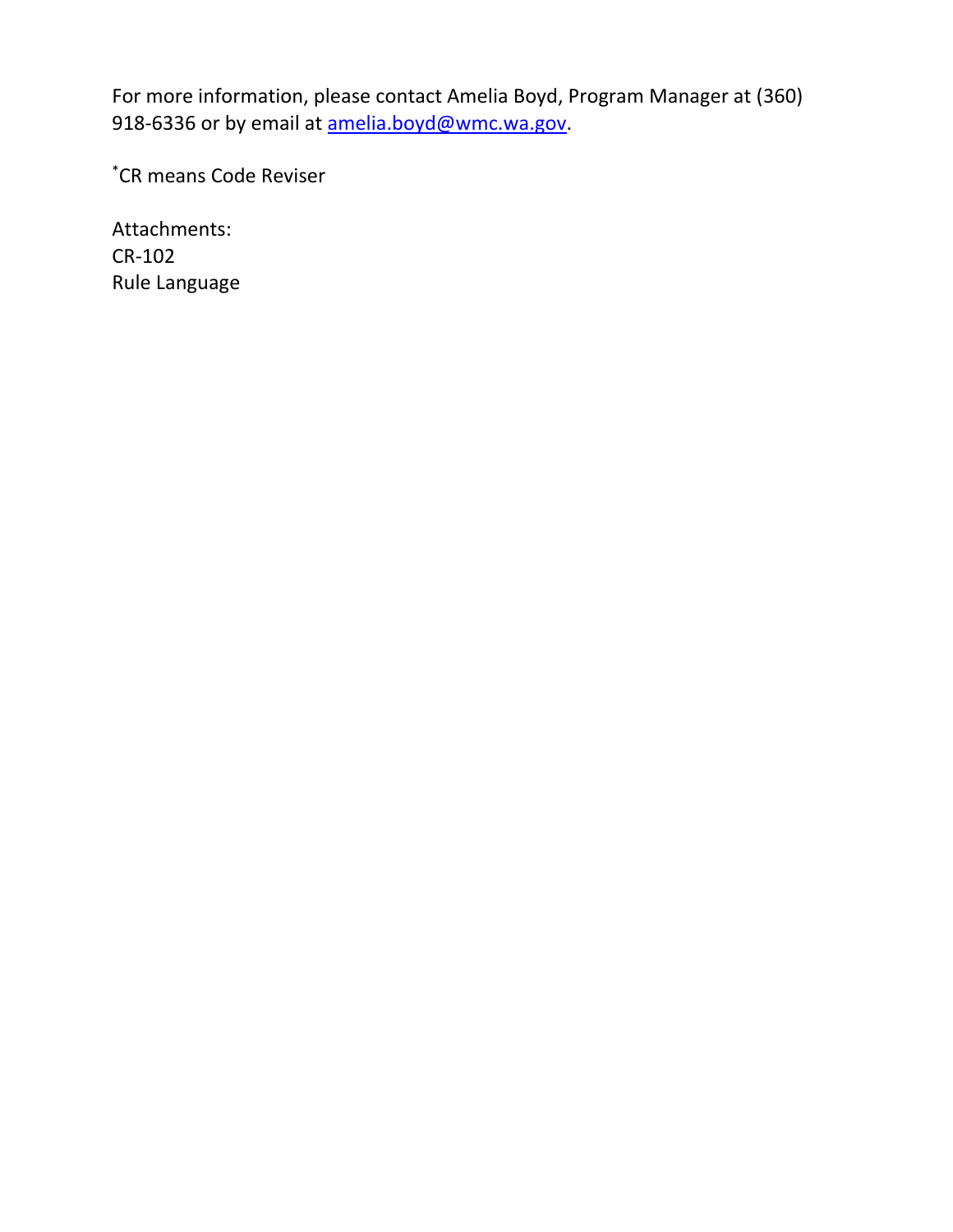For more information, please contact Amelia Boyd, Program Manager at (360) 918-6336 or by email at [amelia.boyd@wmc.wa.gov](mailto:amelia.boyd@wmc.wa.gov).

*CR means Code Reviser

Attachments:
CR-102
Rule Language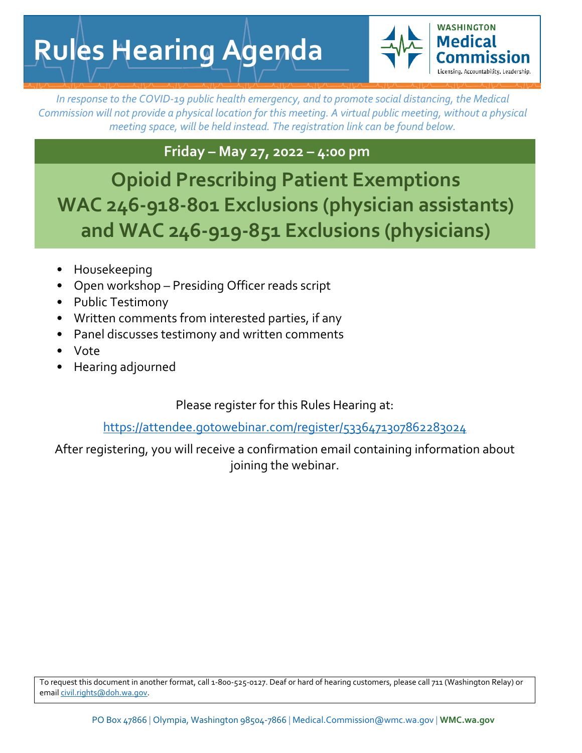# Rules Hearing Agenda

WASHINGTON **Medical Commission**
Licensing. Accountability. Leadership.

*In response to the COVID-19 public health emergency, and to promote social distancing, the Medical Commission will not provide a physical location for this meeting. A virtual public meeting, without a physical meeting space, will be held instead. The registration link can be found below.*

**Friday – May 27, 2022 – 4:00 pm**

## Opioid Prescribing Patient Exemptions WAC 246-918-801 Exclusions (physician assistants) and WAC 246-919-851 Exclusions (physicians)

- Housekeeping
- Open workshop – Presiding Officer reads script
- Public Testimony
- Written comments from interested parties, if any
- Panel discusses testimony and written comments
- Vote
- Hearing adjourned

Please register for this Rules Hearing at:

https://attendee.gotowebinar.com/register/5336471307862283024

After registering, you will receive a confirmation email containing information about joining the webinar.

To request this document in another format, call 1-800-525-0127. Deaf or hard of hearing customers, please call 711 (Washington Relay) or email civil.rights@doh.wa.gov.

PO Box 47866 | Olympia, Washington 98504-7866 | Medical.Commission@wmc.wa.gov | **WMC.wa.gov**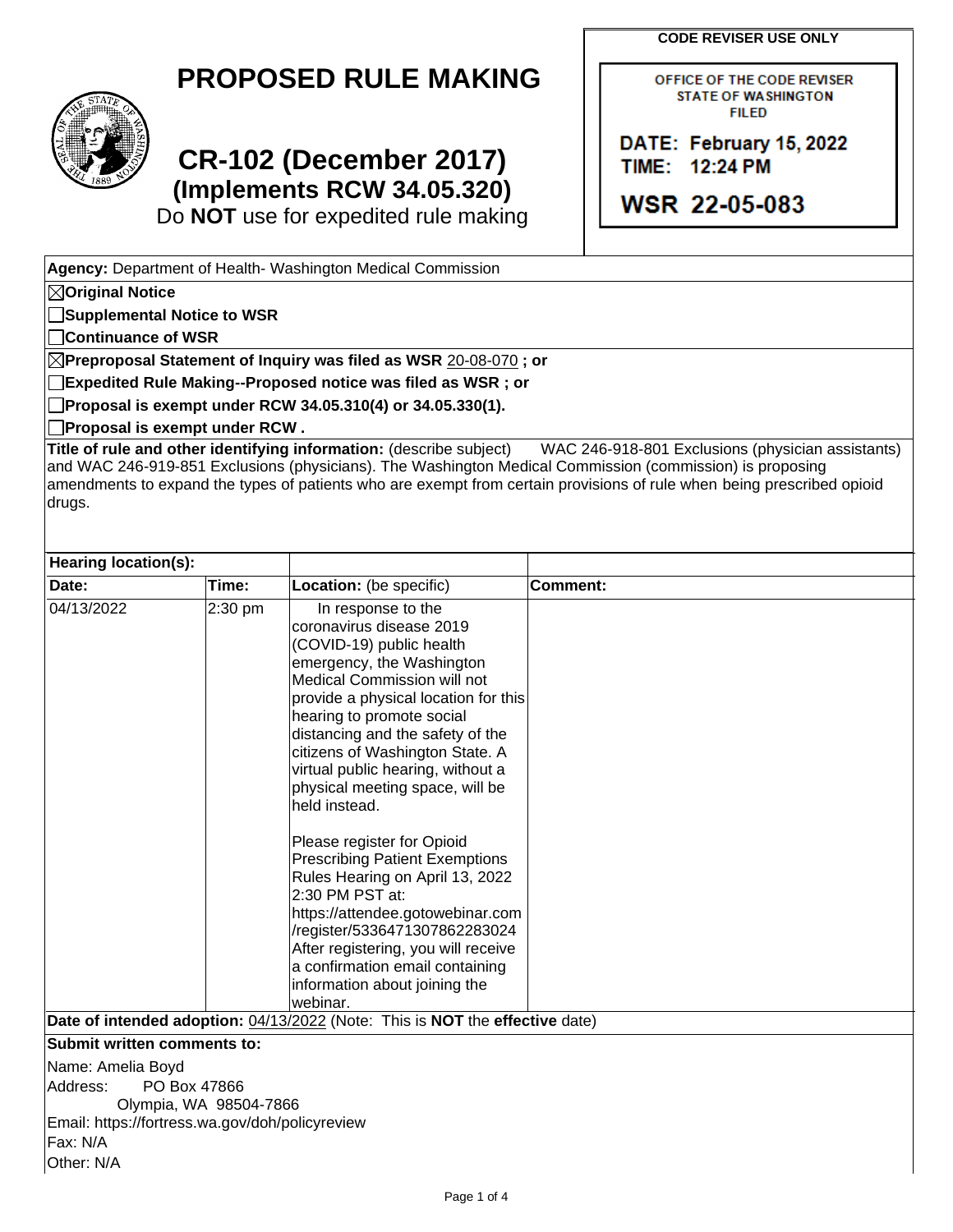# PROPOSED RULE MAKING

## CR-102 (December 2017)
### (Implements RCW 34.05.320)

Do **NOT** use for expedited rule making

**CODE REVISER USE ONLY**

OFFICE OF THE CODE REVISER
STATE OF WASHINGTON
FILED

DATE: February 15, 2022
TIME: 12:24 PM

WSR 22-05-083

**Agency:** Department of Health- Washington Medical Commission

☒ **Original Notice**

☐ **Supplemental Notice to WSR**

☐ **Continuance of WSR**

☒ **Preproposal Statement of Inquiry was filed as WSR** 20-08-070 **; or**

☐ **Expedited Rule Making--Proposed notice was filed as WSR ; or**

☐ **Proposal is exempt under RCW 34.05.310(4) or 34.05.330(1).**

☐ **Proposal is exempt under RCW .**

**Title of rule and other identifying information:** (describe subject) WAC 246-918-801 Exclusions (physician assistants) and WAC 246-919-851 Exclusions (physicians). The Washington Medical Commission (commission) is proposing amendments to expand the types of patients who are exempt from certain provisions of rule when being prescribed opioid drugs.

**Hearing location(s):**

| Date: | Time: | Location: (be specific) | Comment: |
|---|---|---|---|
| 04/13/2022 | 2:30 pm | In response to the coronavirus disease 2019 (COVID-19) public health emergency, the Washington Medical Commission will not provide a physical location for this hearing to promote social distancing and the safety of the citizens of Washington State. A virtual public hearing, without a physical meeting space, will be held instead.<br><br>Please register for Opioid Prescribing Patient Exemptions Rules Hearing on April 13, 2022 2:30 PM PST at: https://attendee.gotowebinar.com/register/5336471307862283024 After registering, you will receive a confirmation email containing information about joining the webinar. | |

**Date of intended adoption:** 04/13/2022 (Note: This is **NOT** the **effective** date)

**Submit written comments to:**

Name: Amelia Boyd
Address: PO Box 47866
Olympia, WA 98504-7866
Email: https://fortress.wa.gov/doh/policyreview
Fax: N/A
Other: N/A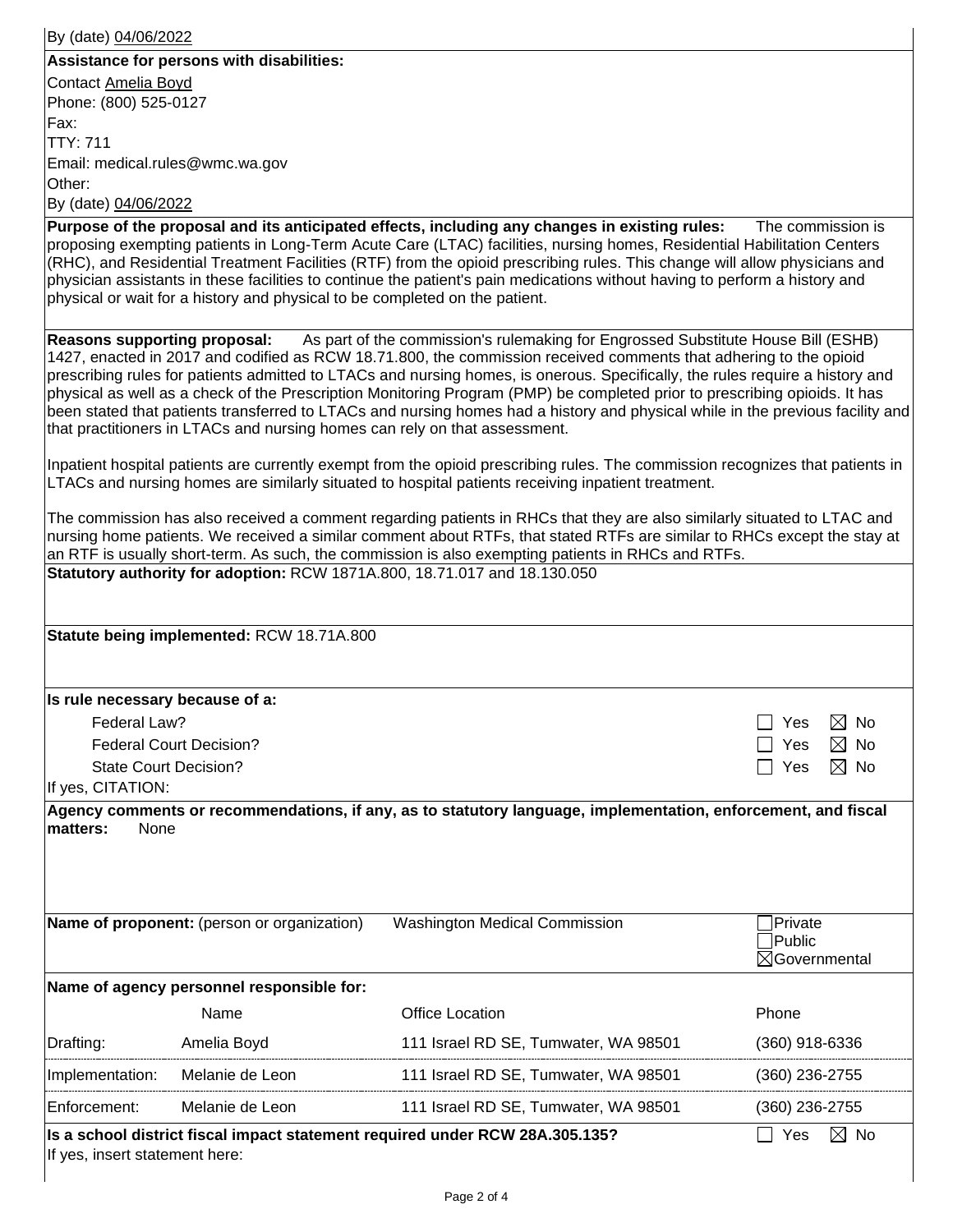By (date) 04/06/2022

**Assistance for persons with disabilities:**

Contact Amelia Boyd

Phone: (800) 525-0127

Fax:

TTY: 711

Email: medical.rules@wmc.wa.gov

Other:

By (date) 04/06/2022

**Purpose of the proposal and its anticipated effects, including any changes in existing rules:** The commission is proposing exempting patients in Long-Term Acute Care (LTAC) facilities, nursing homes, Residential Habilitation Centers (RHC), and Residential Treatment Facilities (RTF) from the opioid prescribing rules. This change will allow physicians and physician assistants in these facilities to continue the patient's pain medications without having to perform a history and physical or wait for a history and physical to be completed on the patient.

**Reasons supporting proposal:** As part of the commission's rulemaking for Engrossed Substitute House Bill (ESHB) 1427, enacted in 2017 and codified as RCW 18.71.800, the commission received comments that adhering to the opioid prescribing rules for patients admitted to LTACs and nursing homes, is onerous. Specifically, the rules require a history and physical as well as a check of the Prescription Monitoring Program (PMP) be completed prior to prescribing opioids. It has been stated that patients transferred to LTACs and nursing homes had a history and physical while in the previous facility and that practitioners in LTACs and nursing homes can rely on that assessment.

Inpatient hospital patients are currently exempt from the opioid prescribing rules. The commission recognizes that patients in LTACs and nursing homes are similarly situated to hospital patients receiving inpatient treatment.

The commission has also received a comment regarding patients in RHCs that they are also similarly situated to LTAC and nursing home patients. We received a similar comment about RTFs, that stated RTFs are similar to RHCs except the stay at an RTF is usually short-term. As such, the commission is also exempting patients in RHCs and RTFs.

**Statutory authority for adoption:** RCW 1871A.800, 18.71.017 and 18.130.050

**Statute being implemented:** RCW 18.71A.800

**Is rule necessary because of a:**

| | |
|---|---|
| Federal Law? | ☐ Yes ☒ No |
| Federal Court Decision? | ☐ Yes ☒ No |
| State Court Decision? | ☐ Yes ☒ No |

If yes, CITATION:

**Agency comments or recommendations, if any, as to statutory language, implementation, enforcement, and fiscal matters:** None

**Name of proponent:** (person or organization) Washington Medical Commission ☐Private ☐Public ☒Governmental

**Name of agency personnel responsible for:**

| | Name | Office Location | Phone |
|---|---|---|---|
| Drafting: | Amelia Boyd | 111 Israel RD SE, Tumwater, WA 98501 | (360) 918-6336 |
| Implementation: | Melanie de Leon | 111 Israel RD SE, Tumwater, WA 98501 | (360) 236-2755 |
| Enforcement: | Melanie de Leon | 111 Israel RD SE, Tumwater, WA 98501 | (360) 236-2755 |

**Is a school district fiscal impact statement required under RCW 28A.305.135?** ☐ Yes ☒ No

If yes, insert statement here: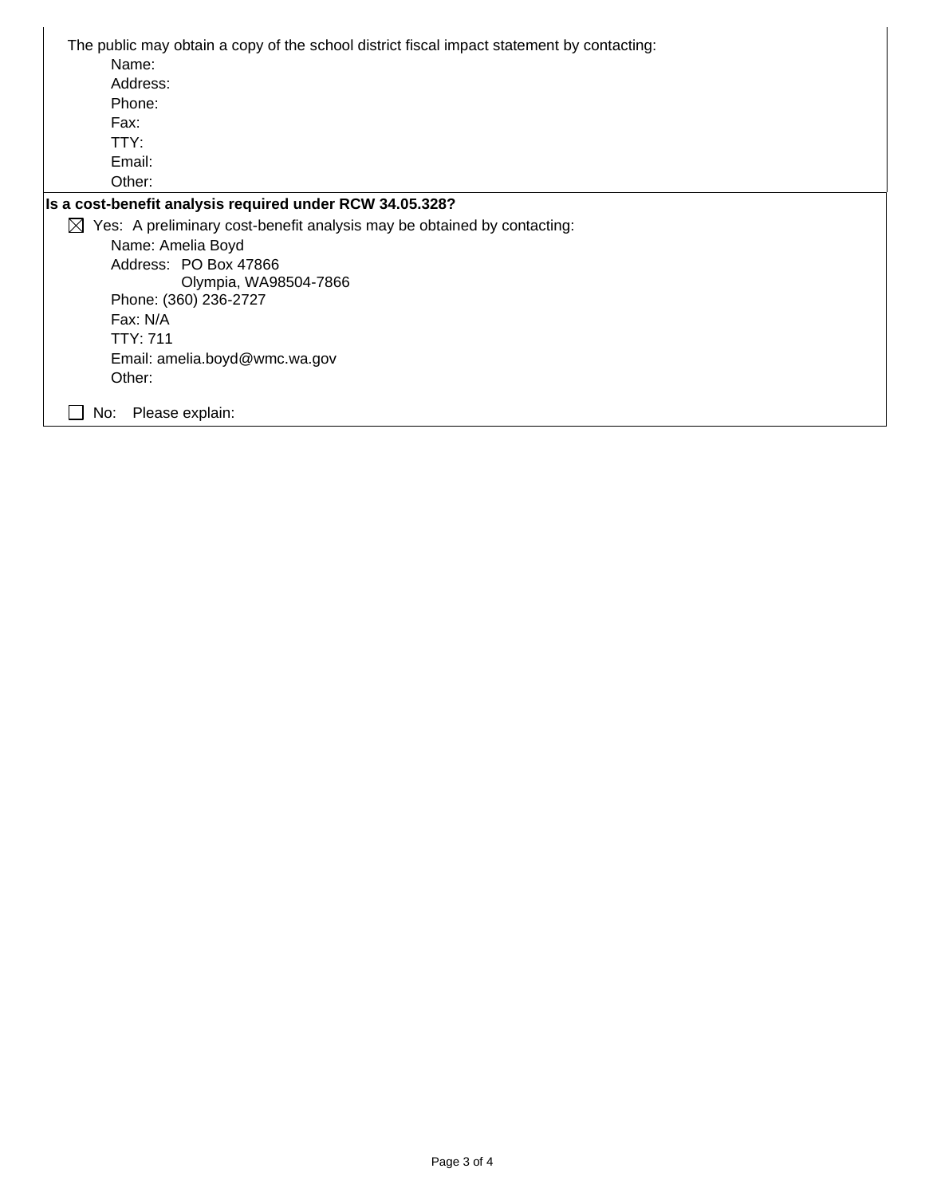The public may obtain a copy of the school district fiscal impact statement by contacting:

Name:
Address:
Phone:
Fax:
TTY:
Email:
Other:

**Is a cost-benefit analysis required under RCW 34.05.328?**

☒ Yes: A preliminary cost-benefit analysis may be obtained by contacting:

Name: Amelia Boyd
Address: PO Box 47866
Olympia, WA98504-7866
Phone: (360) 236-2727
Fax: N/A
TTY: 711
Email: amelia.boyd@wmc.wa.gov
Other:

☐ No: Please explain: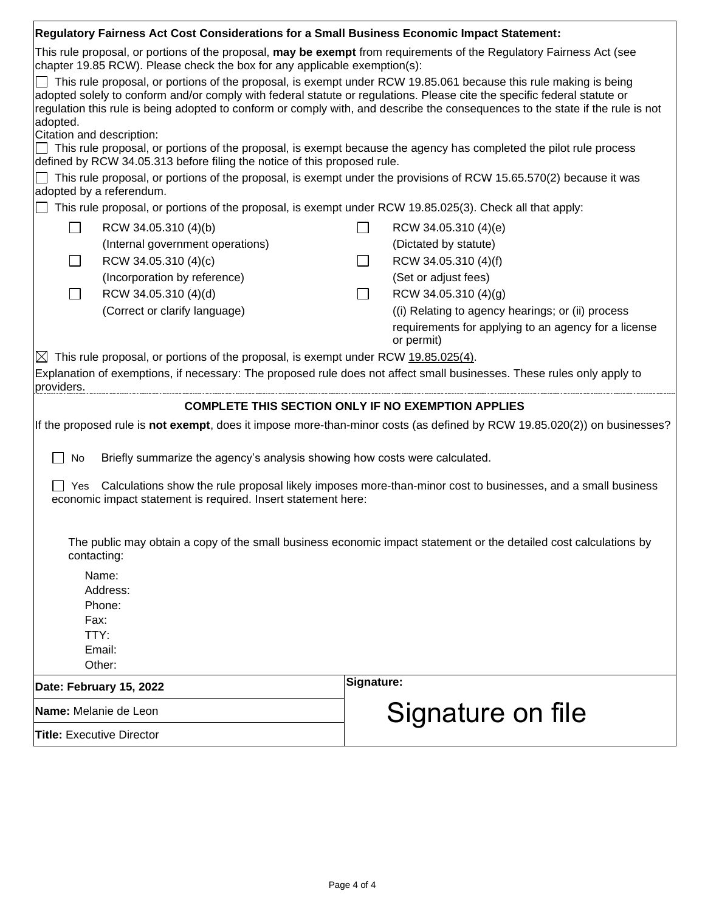**Regulatory Fairness Act Cost Considerations for a Small Business Economic Impact Statement:**

This rule proposal, or portions of the proposal, **may be exempt** from requirements of the Regulatory Fairness Act (see chapter 19.85 RCW). Please check the box for any applicable exemption(s):

☐ This rule proposal, or portions of the proposal, is exempt under RCW 19.85.061 because this rule making is being adopted solely to conform and/or comply with federal statute or regulations. Please cite the specific federal statute or regulation this rule is being adopted to conform or comply with, and describe the consequences to the state if the rule is not adopted.

Citation and description:

☐ This rule proposal, or portions of the proposal, is exempt because the agency has completed the pilot rule process defined by RCW 34.05.313 before filing the notice of this proposed rule.

☐ This rule proposal, or portions of the proposal, is exempt under the provisions of RCW 15.65.570(2) because it was adopted by a referendum.

☐ This rule proposal, or portions of the proposal, is exempt under RCW 19.85.025(3). Check all that apply:

| | | | |
|---|---|---|---|
| ☐ | RCW 34.05.310 (4)(b) (Internal government operations) | ☐ | RCW 34.05.310 (4)(e) (Dictated by statute) |
| ☐ | RCW 34.05.310 (4)(c) (Incorporation by reference) | ☐ | RCW 34.05.310 (4)(f) (Set or adjust fees) |
| ☐ | RCW 34.05.310 (4)(d) (Correct or clarify language) | ☐ | RCW 34.05.310 (4)(g) ((i) Relating to agency hearings; or (ii) process requirements for applying to an agency for a license or permit) |

☒ This rule proposal, or portions of the proposal, is exempt under RCW 19.85.025(4).

Explanation of exemptions, if necessary: The proposed rule does not affect small businesses. These rules only apply to providers.

**COMPLETE THIS SECTION ONLY IF NO EXEMPTION APPLIES**

If the proposed rule is **not exempt**, does it impose more-than-minor costs (as defined by RCW 19.85.020(2)) on businesses?

☐ No Briefly summarize the agency's analysis showing how costs were calculated.

☐ Yes Calculations show the rule proposal likely imposes more-than-minor cost to businesses, and a small business economic impact statement is required. Insert statement here:

The public may obtain a copy of the small business economic impact statement or the detailed cost calculations by contacting:

Name:
Address:
Phone:
Fax:
TTY:
Email:
Other:

| | |
|---|---|
| **Date:** February 15, 2022 | **Signature:** |
| **Name:** Melanie de Leon | Signature on file |
| **Title:** Executive Director | |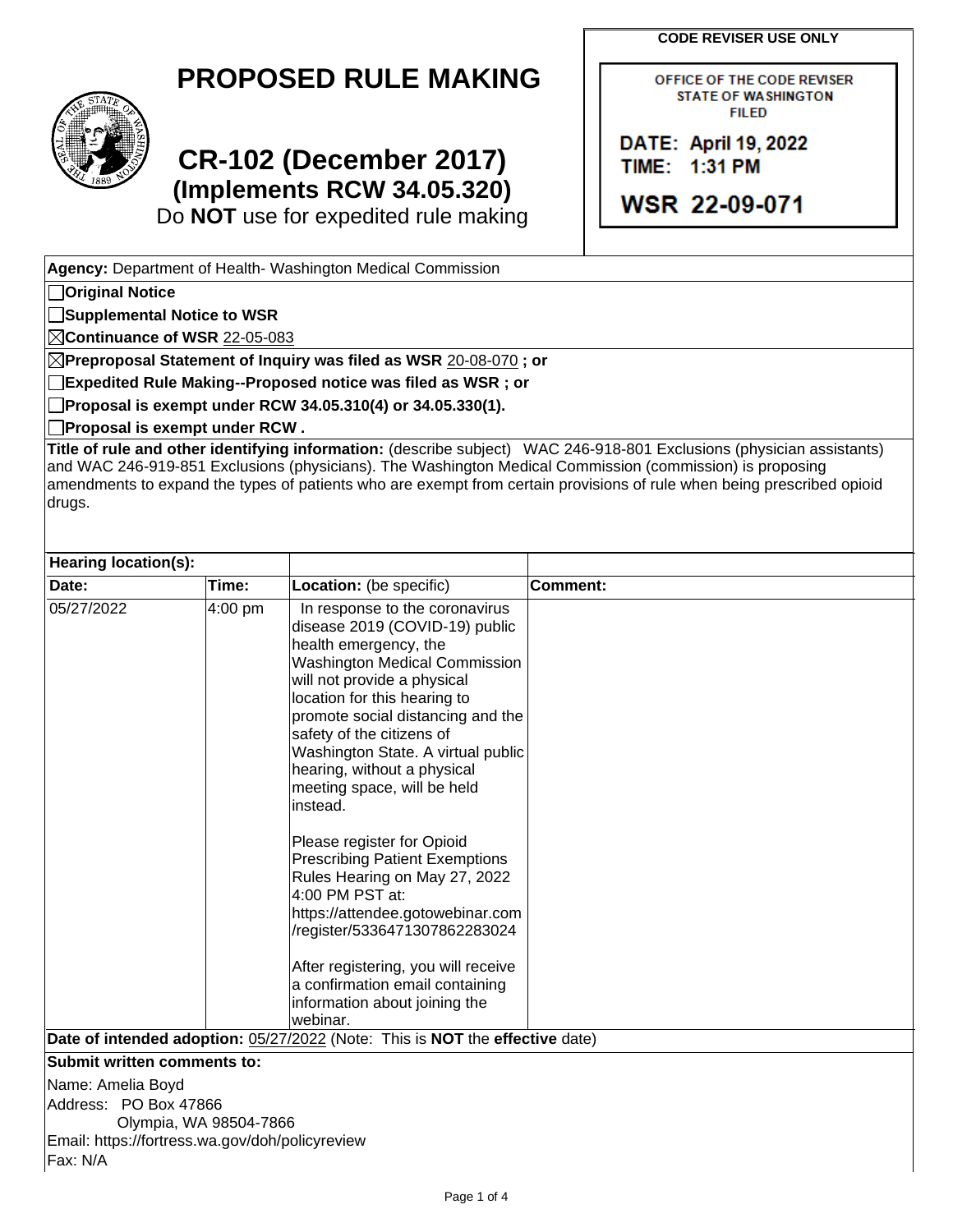**CODE REVISER USE ONLY**

OFFICE OF THE CODE REVISER
STATE OF WASHINGTON
FILED

DATE: April 19, 2022
TIME: 1:31 PM

WSR 22-09-071

# PROPOSED RULE MAKING

## CR-102 (December 2017)
### (Implements RCW 34.05.320)

Do **NOT** use for expedited rule making

**Agency:** Department of Health- Washington Medical Commission

☐ **Original Notice**

☐ **Supplemental Notice to WSR**

☒ **Continuance of WSR** 22-05-083

☒ **Preproposal Statement of Inquiry was filed as WSR** 20-08-070 **; or**

☐ **Expedited Rule Making--Proposed notice was filed as WSR ; or**

☐ **Proposal is exempt under RCW 34.05.310(4) or 34.05.330(1).**

☐ **Proposal is exempt under RCW .**

**Title of rule and other identifying information:** (describe subject) WAC 246-918-801 Exclusions (physician assistants) and WAC 246-919-851 Exclusions (physicians). The Washington Medical Commission (commission) is proposing amendments to expand the types of patients who are exempt from certain provisions of rule when being prescribed opioid drugs.

| Hearing location(s): | | | |
|---|---|---|---|
| **Date:** | **Time:** | **Location:** (be specific) | **Comment:** |
| 05/27/2022 | 4:00 pm | In response to the coronavirus disease 2019 (COVID-19) public health emergency, the Washington Medical Commission will not provide a physical location for this hearing to promote social distancing and the safety of the citizens of Washington State. A virtual public hearing, without a physical meeting space, will be held instead.<br><br>Please register for Opioid Prescribing Patient Exemptions Rules Hearing on May 27, 2022 4:00 PM PST at: https://attendee.gotowebinar.com/register/5336471307862283024<br><br>After registering, you will receive a confirmation email containing information about joining the webinar. | |

**Date of intended adoption:** 05/27/2022 (Note: This is **NOT** the **effective** date)

**Submit written comments to:**

Name: Amelia Boyd
Address: PO Box 47866
Olympia, WA 98504-7866
Email: https://fortress.wa.gov/doh/policyreview
Fax: N/A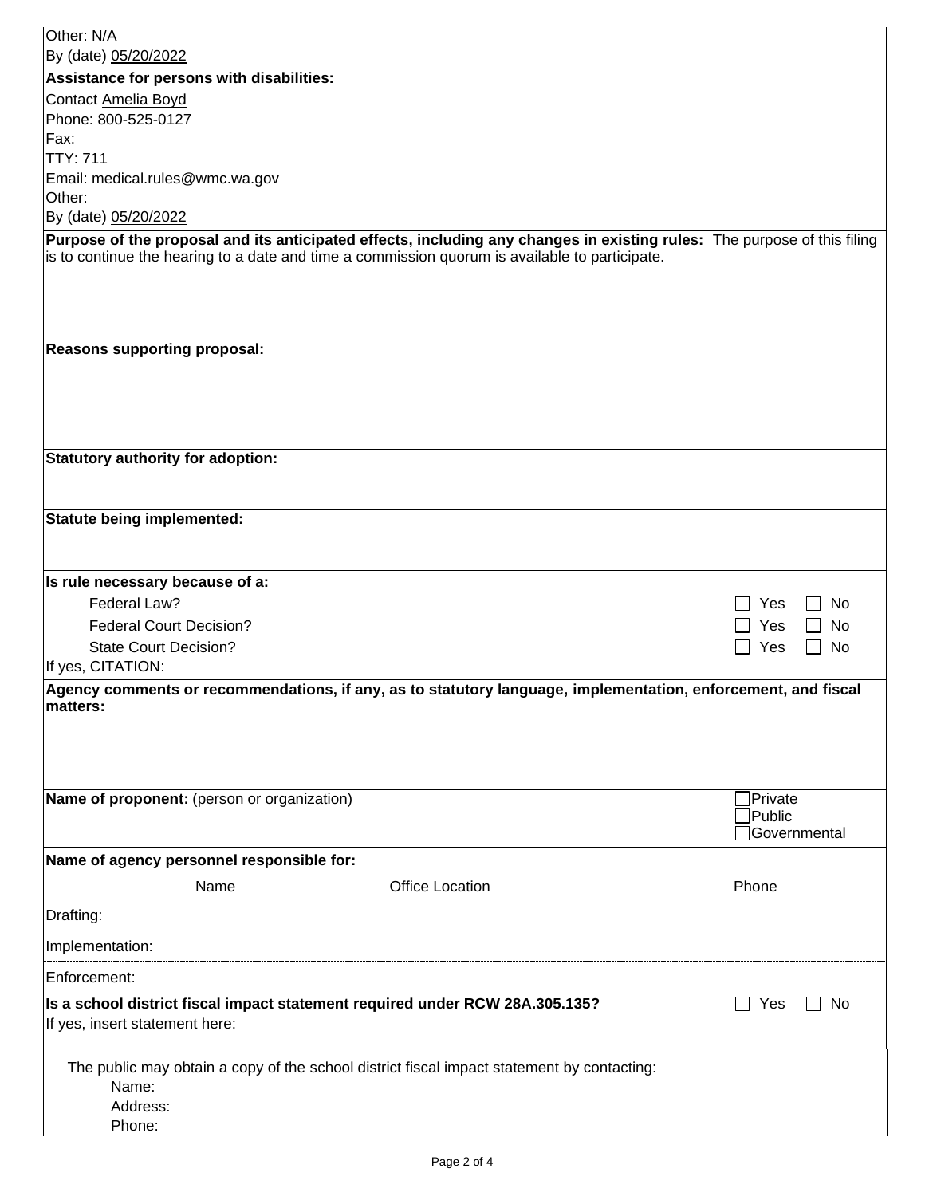Other: N/A

By (date) 05/20/2022

**Assistance for persons with disabilities:**

Contact Amelia Boyd

Phone: 800-525-0127

Fax:

TTY: 711

Email: medical.rules@wmc.wa.gov

Other:

By (date) 05/20/2022

**Purpose of the proposal and its anticipated effects, including any changes in existing rules:** The purpose of this filing is to continue the hearing to a date and time a commission quorum is available to participate.

**Reasons supporting proposal:**

**Statutory authority for adoption:**

**Statute being implemented:**

**Is rule necessary because of a:**

| | | |
|---|---|---|
| Federal Law? | ☐ Yes | ☐ No |
| Federal Court Decision? | ☐ Yes | ☐ No |
| State Court Decision? | ☐ Yes | ☐ No |

If yes, CITATION:

**Agency comments or recommendations, if any, as to statutory language, implementation, enforcement, and fiscal matters:**

**Name of proponent:** (person or organization) ☐ Private ☐ Public ☐ Governmental

**Name of agency personnel responsible for:**

| | Name | Office Location | Phone |
|---|---|---|---|
| Drafting: | | | |
| Implementation: | | | |
| Enforcement: | | | |

**Is a school district fiscal impact statement required under RCW 28A.305.135?** ☐ Yes ☐ No

If yes, insert statement here:

The public may obtain a copy of the school district fiscal impact statement by contacting:

Name:

Address:

Phone: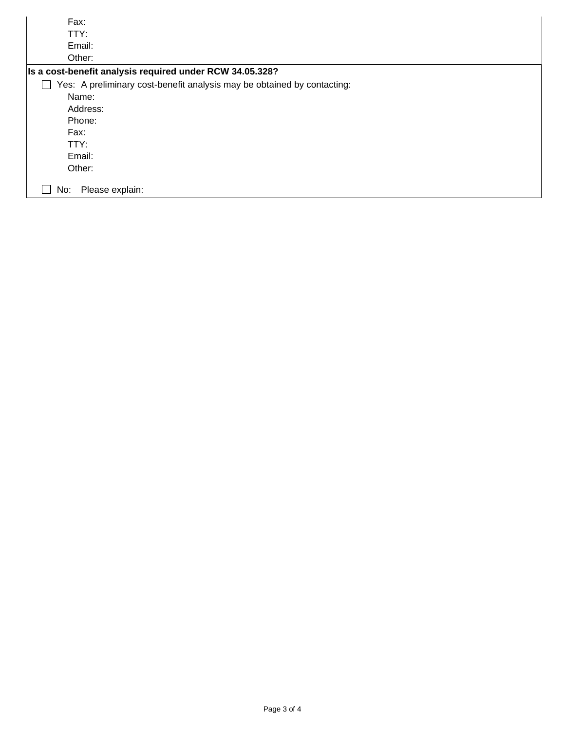Fax:
TTY:
Email:
Other:

**Is a cost-benefit analysis required under RCW 34.05.328?**

☐ Yes: A preliminary cost-benefit analysis may be obtained by contacting:

Name:
Address:
Phone:
Fax:
TTY:
Email:
Other:

☐ No: Please explain: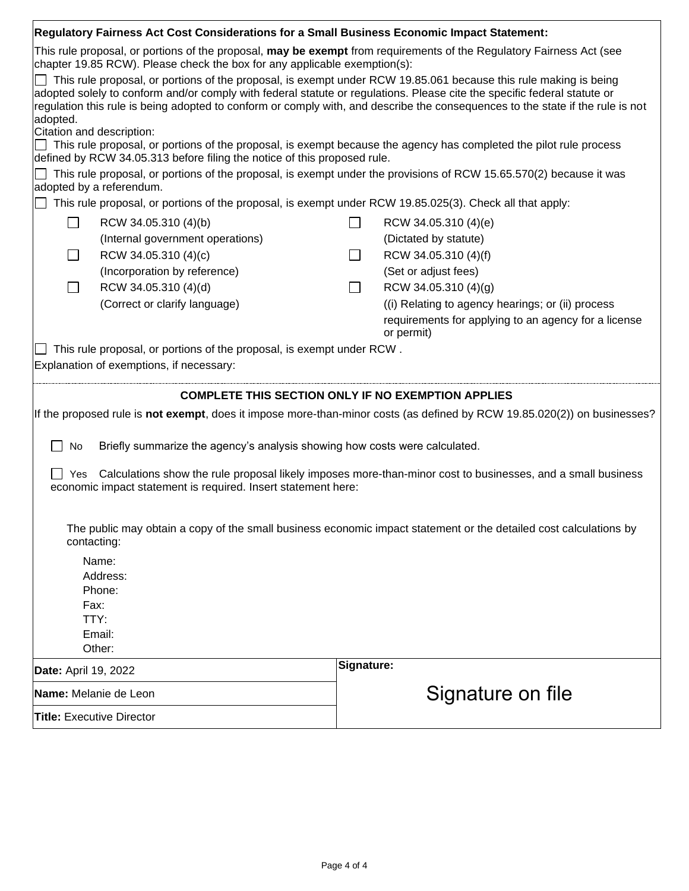**Regulatory Fairness Act Cost Considerations for a Small Business Economic Impact Statement:**

This rule proposal, or portions of the proposal, **may be exempt** from requirements of the Regulatory Fairness Act (see chapter 19.85 RCW). Please check the box for any applicable exemption(s):

☐ This rule proposal, or portions of the proposal, is exempt under RCW 19.85.061 because this rule making is being adopted solely to conform and/or comply with federal statute or regulations. Please cite the specific federal statute or regulation this rule is being adopted to conform or comply with, and describe the consequences to the state if the rule is not adopted.

Citation and description:

☐ This rule proposal, or portions of the proposal, is exempt because the agency has completed the pilot rule process defined by RCW 34.05.313 before filing the notice of this proposed rule.

☐ This rule proposal, or portions of the proposal, is exempt under the provisions of RCW 15.65.570(2) because it was adopted by a referendum.

☐ This rule proposal, or portions of the proposal, is exempt under RCW 19.85.025(3). Check all that apply:

| | | | |
|---|---|---|---|
| ☐ | RCW 34.05.310 (4)(b) (Internal government operations) | ☐ | RCW 34.05.310 (4)(e) (Dictated by statute) |
| ☐ | RCW 34.05.310 (4)(c) (Incorporation by reference) | ☐ | RCW 34.05.310 (4)(f) (Set or adjust fees) |
| ☐ | RCW 34.05.310 (4)(d) (Correct or clarify language) | ☐ | RCW 34.05.310 (4)(g) ((i) Relating to agency hearings; or (ii) process requirements for applying to an agency for a license or permit) |

☐ This rule proposal, or portions of the proposal, is exempt under RCW .

Explanation of exemptions, if necessary:

**COMPLETE THIS SECTION ONLY IF NO EXEMPTION APPLIES**

If the proposed rule is **not exempt**, does it impose more-than-minor costs (as defined by RCW 19.85.020(2)) on businesses?

☐ No Briefly summarize the agency's analysis showing how costs were calculated.

☐ Yes Calculations show the rule proposal likely imposes more-than-minor cost to businesses, and a small business economic impact statement is required. Insert statement here:

The public may obtain a copy of the small business economic impact statement or the detailed cost calculations by contacting:

Name:
Address:
Phone:
Fax:
TTY:
Email:
Other:

| | |
|---|---|
| **Date:** April 19, 2022 | **Signature:** |
| **Name:** Melanie de Leon | Signature on file |
| **Title:** Executive Director | |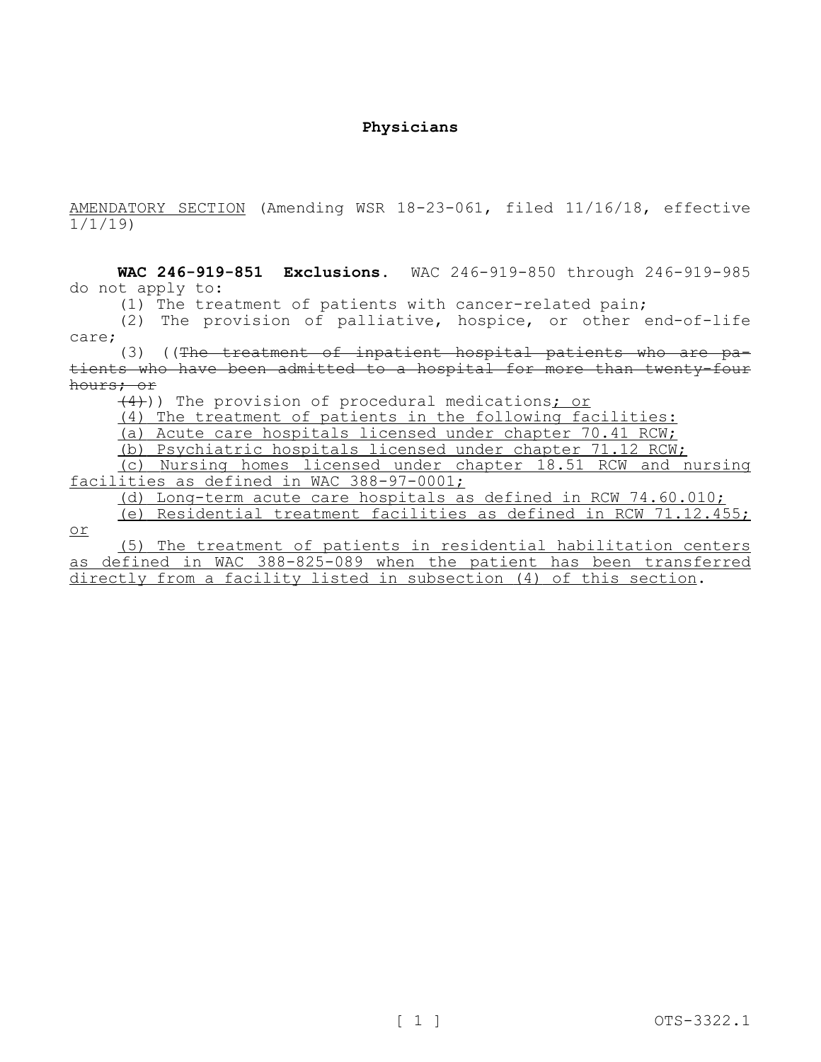**Physicians**

AMENDATORY SECTION (Amending WSR 18-23-061, filed 11/16/18, effective 1/1/19)

**WAC 246-919-851 Exclusions.** WAC 246-919-850 through 246-919-985 do not apply to:

(1) The treatment of patients with cancer-related pain;

(2) The provision of palliative, hospice, or other end-of-life care;

(3) ((~~The treatment of inpatient hospital patients who are patients who have been admitted to a hospital for more than twenty-four hours; or~~

~~(4)~~)) The provision of procedural medications; or

(4) The treatment of patients in the following facilities:

(a) Acute care hospitals licensed under chapter 70.41 RCW;

(b) Psychiatric hospitals licensed under chapter 71.12 RCW;

(c) Nursing homes licensed under chapter 18.51 RCW and nursing facilities as defined in WAC 388-97-0001;

(d) Long-term acute care hospitals as defined in RCW 74.60.010;

(e) Residential treatment facilities as defined in RCW 71.12.455; or

(5) The treatment of patients in residential habilitation centers as defined in WAC 388-825-089 when the patient has been transferred directly from a facility listed in subsection (4) of this section.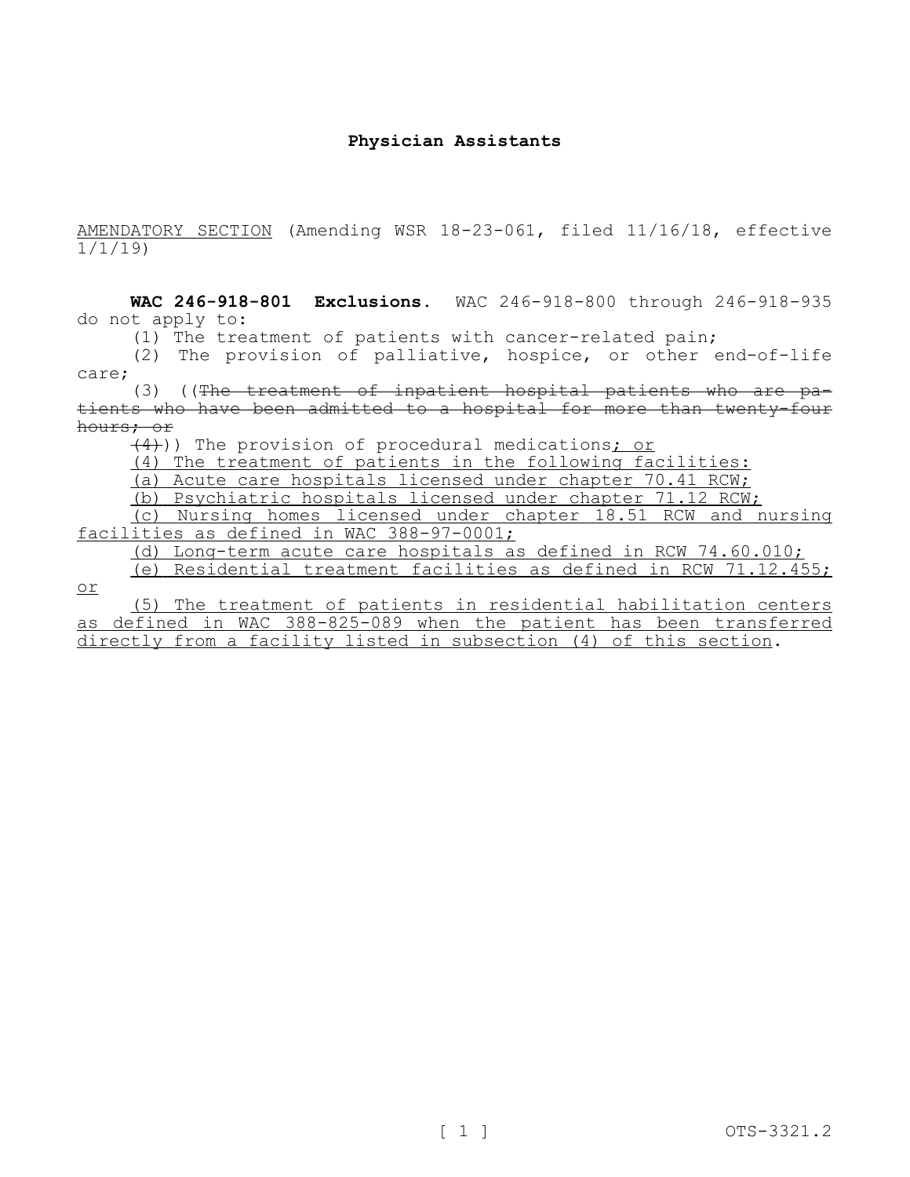**Physician Assistants**

AMENDATORY SECTION (Amending WSR 18-23-061, filed 11/16/18, effective 1/1/19)

**WAC 246-918-801 Exclusions.** WAC 246-918-800 through 246-918-935 do not apply to:

(1) The treatment of patients with cancer-related pain;

(2) The provision of palliative, hospice, or other end-of-life care;

(3) ((~~The treatment of inpatient hospital patients who are patients who have been admitted to a hospital for more than twenty-four hours; or~~

~~(4)~~)) The provision of procedural medications<u>; or</u>

<u>(4) The treatment of patients in the following facilities:</u>

<u>(a) Acute care hospitals licensed under chapter 70.41 RCW;</u>

<u>(b) Psychiatric hospitals licensed under chapter 71.12 RCW;</u>

<u>(c) Nursing homes licensed under chapter 18.51 RCW and nursing facilities as defined in WAC 388-97-0001;</u>

<u>(d) Long-term acute care hospitals as defined in RCW 74.60.010;</u>

<u>(e) Residential treatment facilities as defined in RCW 71.12.455; or</u>

<u>(5) The treatment of patients in residential habilitation centers as defined in WAC 388-825-089 when the patient has been transferred directly from a facility listed in subsection (4) of this section</u>.

OTS-3321.2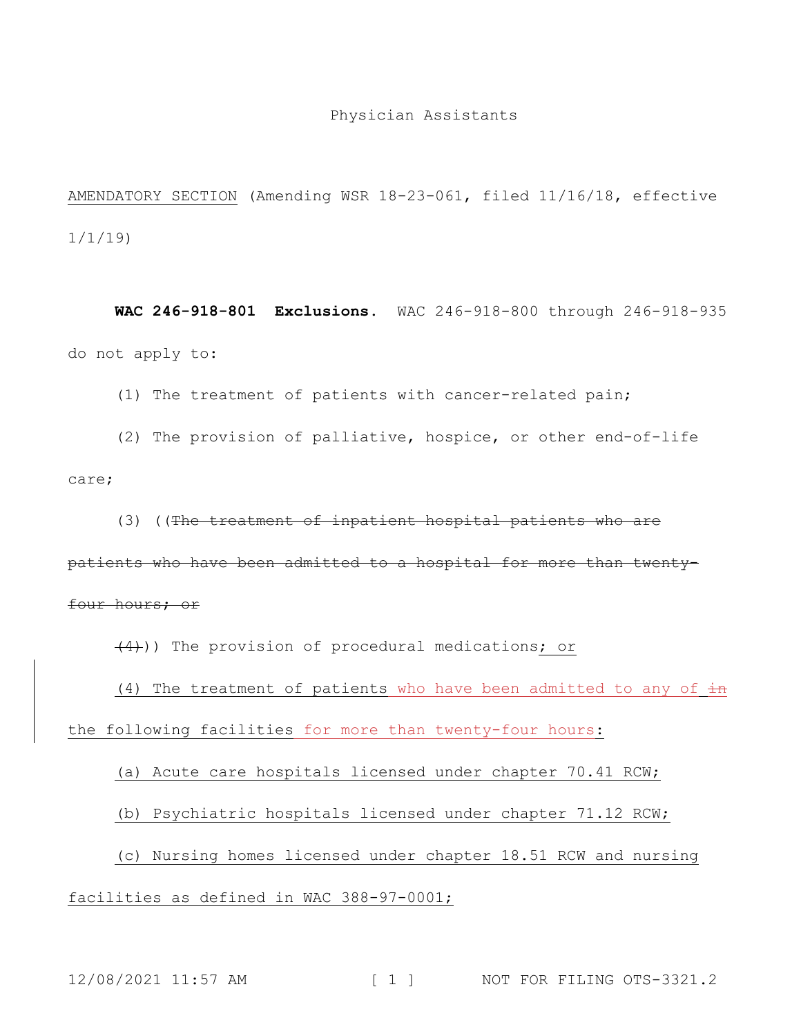Physician Assistants

AMENDATORY SECTION (Amending WSR 18-23-061, filed 11/16/18, effective 1/1/19)

**WAC 246-918-801 Exclusions.** WAC 246-918-800 through 246-918-935 do not apply to:

(1) The treatment of patients with cancer-related pain;

(2) The provision of palliative, hospice, or other end-of-life care;

(3) ((~~The treatment of inpatient hospital patients who are patients who have been admitted to a hospital for more than twenty-four hours; or~~

~~(4)~~)) The provision of procedural medications; or

(4) The treatment of patients who have been admitted to any of ~~in~~ the following facilities for more than twenty-four hours:

(a) Acute care hospitals licensed under chapter 70.41 RCW;

(b) Psychiatric hospitals licensed under chapter 71.12 RCW;

(c) Nursing homes licensed under chapter 18.51 RCW and nursing facilities as defined in WAC 388-97-0001;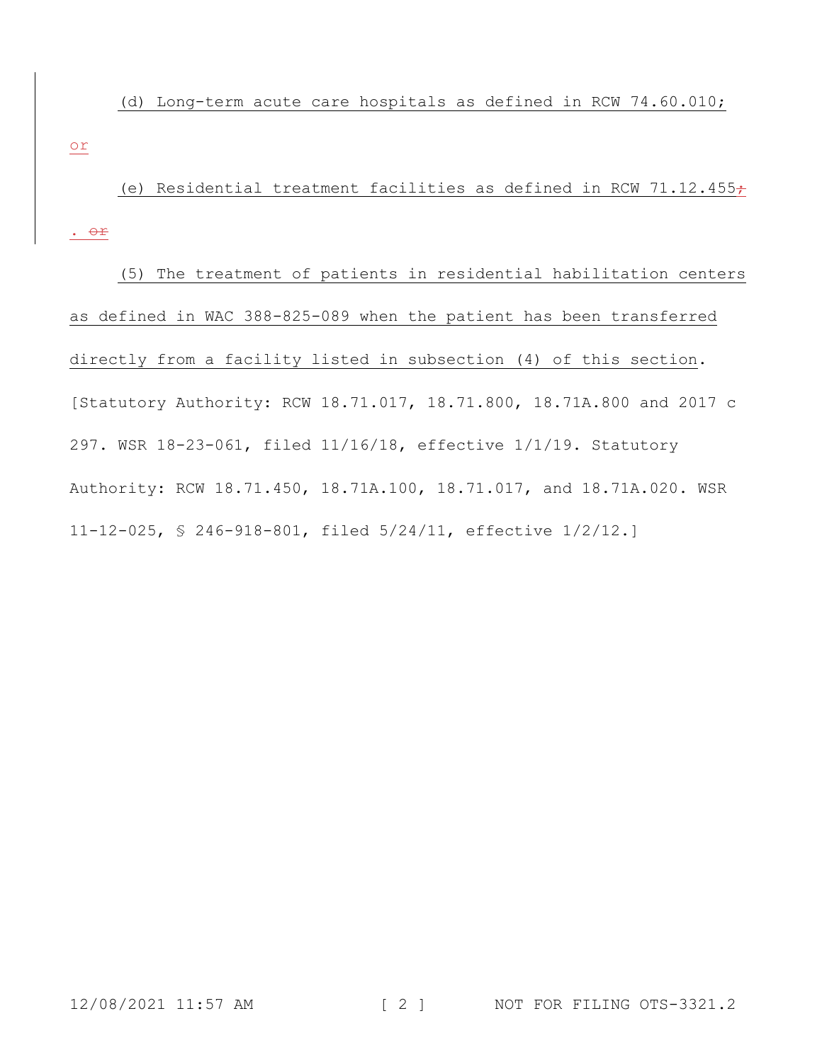(d) Long-term acute care hospitals as defined in RCW 74.60.010; or

(e) Residential treatment facilities as defined in RCW 71.12.455;. or

(5) The treatment of patients in residential habilitation centers as defined in WAC 388-825-089 when the patient has been transferred directly from a facility listed in subsection (4) of this section.

[Statutory Authority: RCW 18.71.017, 18.71.800, 18.71A.800 and 2017 c 297. WSR 18-23-061, filed 11/16/18, effective 1/1/19. Statutory Authority: RCW 18.71.450, 18.71A.100, 18.71.017, and 18.71A.020. WSR 11-12-025, § 246-918-801, filed 5/24/11, effective 1/2/12.]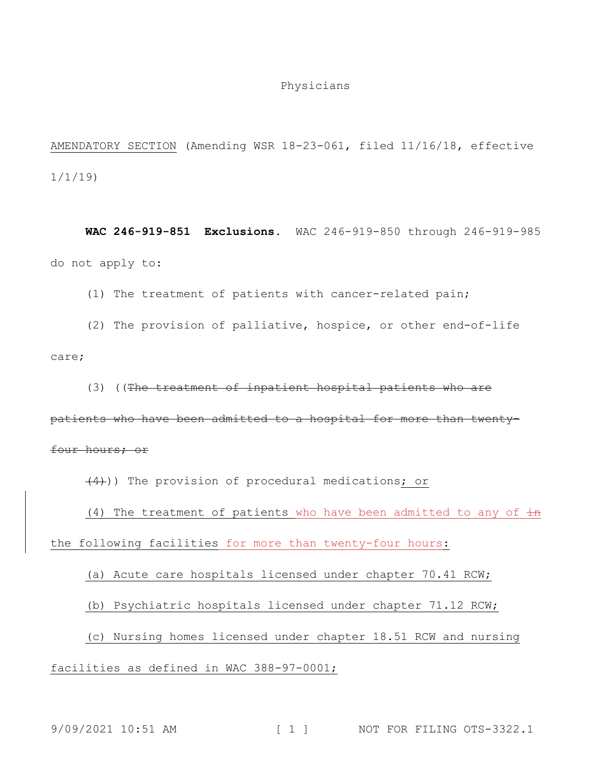Physicians

AMENDATORY SECTION (Amending WSR 18-23-061, filed 11/16/18, effective 1/1/19)

**WAC 246-919-851 Exclusions.** WAC 246-919-850 through 246-919-985 do not apply to:

(1) The treatment of patients with cancer-related pain;

(2) The provision of palliative, hospice, or other end-of-life care;

(3) ((~~The treatment of inpatient hospital patients who are patients who have been admitted to a hospital for more than twenty-four hours; or~~

~~(4)~~)) The provision of procedural medications; or

(4) The treatment of patients who have been admitted to any of ~~in~~ the following facilities for more than twenty-four hours:

(a) Acute care hospitals licensed under chapter 70.41 RCW;

(b) Psychiatric hospitals licensed under chapter 71.12 RCW;

(c) Nursing homes licensed under chapter 18.51 RCW and nursing facilities as defined in WAC 388-97-0001;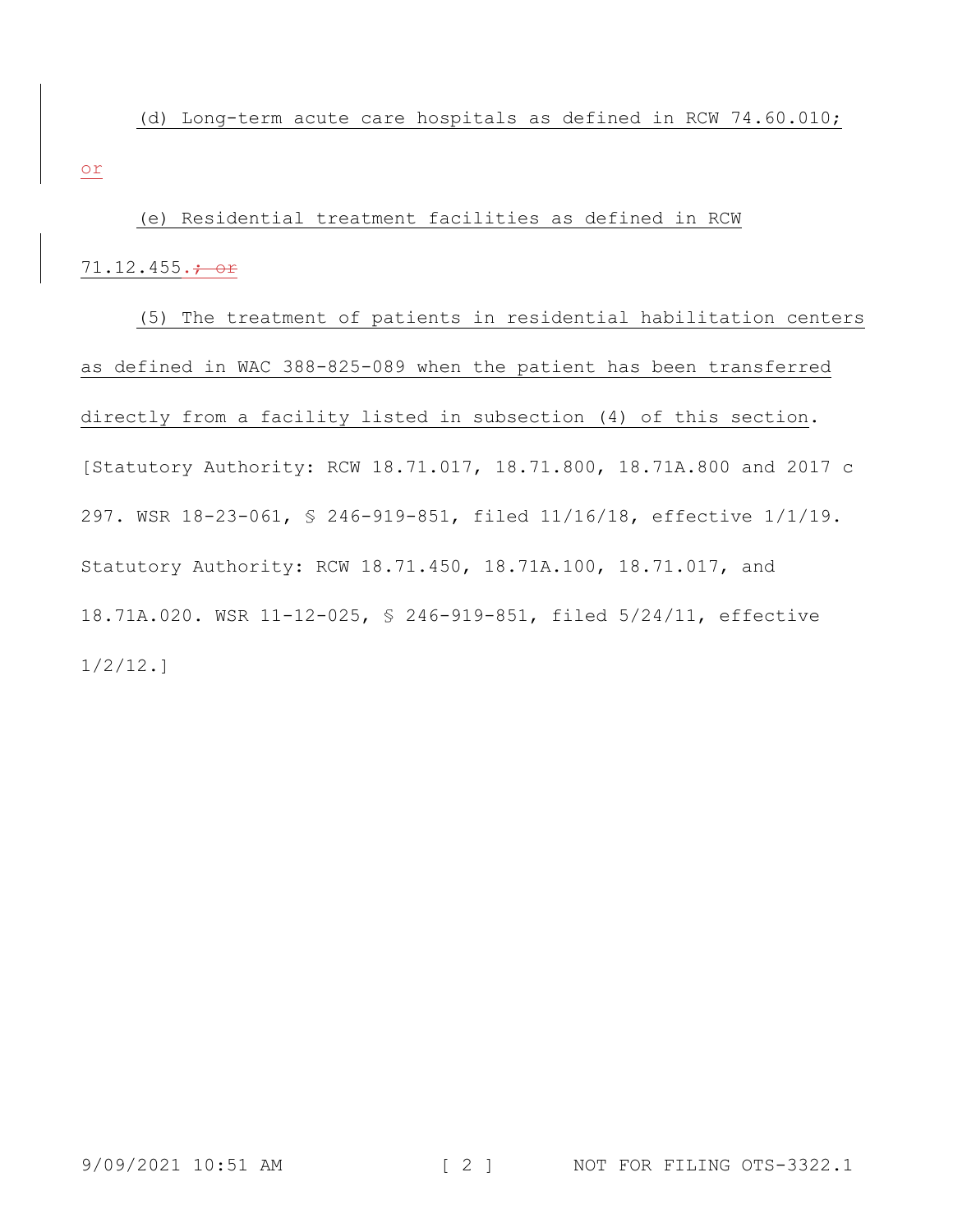(d) Long-term acute care hospitals as defined in RCW 74.60.010; or

(e) Residential treatment facilities as defined in RCW 71.12.455.~~; or~~

(5) The treatment of patients in residential habilitation centers as defined in WAC 388-825-089 when the patient has been transferred directly from a facility listed in subsection (4) of this section.

[Statutory Authority: RCW 18.71.017, 18.71.800, 18.71A.800 and 2017 c 297. WSR 18-23-061, § 246-919-851, filed 11/16/18, effective 1/1/19. Statutory Authority: RCW 18.71.450, 18.71A.100, 18.71.017, and 18.71A.020. WSR 11-12-025, § 246-919-851, filed 5/24/11, effective 1/2/12.]